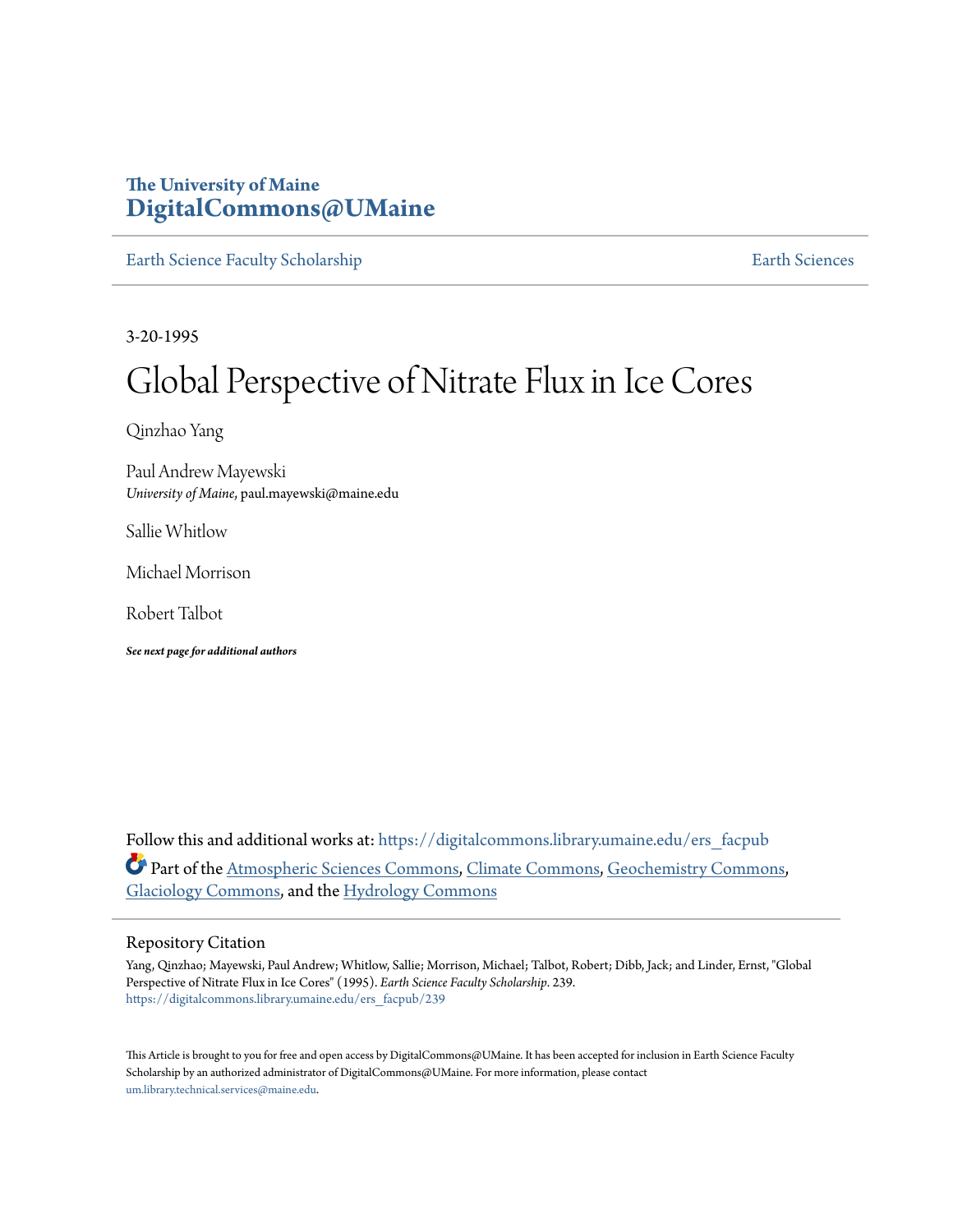**The University of Maine**
**DigitalCommons@UMaine**

Earth Science Faculty Scholarship | Earth Sciences

3-20-1995

# Global Perspective of Nitrate Flux in Ice Cores

Qinzhao Yang

Paul Andrew Mayewski
*University of Maine*, paul.mayewski@maine.edu

Sallie Whitlow

Michael Morrison

Robert Talbot

***See next page for additional authors***

Follow this and additional works at: https://digitalcommons.library.umaine.edu/ers_facpub

Part of the Atmospheric Sciences Commons, Climate Commons, Geochemistry Commons, Glaciology Commons, and the Hydrology Commons

## Repository Citation

Yang, Qinzhao; Mayewski, Paul Andrew; Whitlow, Sallie; Morrison, Michael; Talbot, Robert; Dibb, Jack; and Linder, Ernst, "Global Perspective of Nitrate Flux in Ice Cores" (1995). *Earth Science Faculty Scholarship*. 239.
https://digitalcommons.library.umaine.edu/ers_facpub/239

This Article is brought to you for free and open access by DigitalCommons@UMaine. It has been accepted for inclusion in Earth Science Faculty Scholarship by an authorized administrator of DigitalCommons@UMaine. For more information, please contact um.library.technical.services@maine.edu.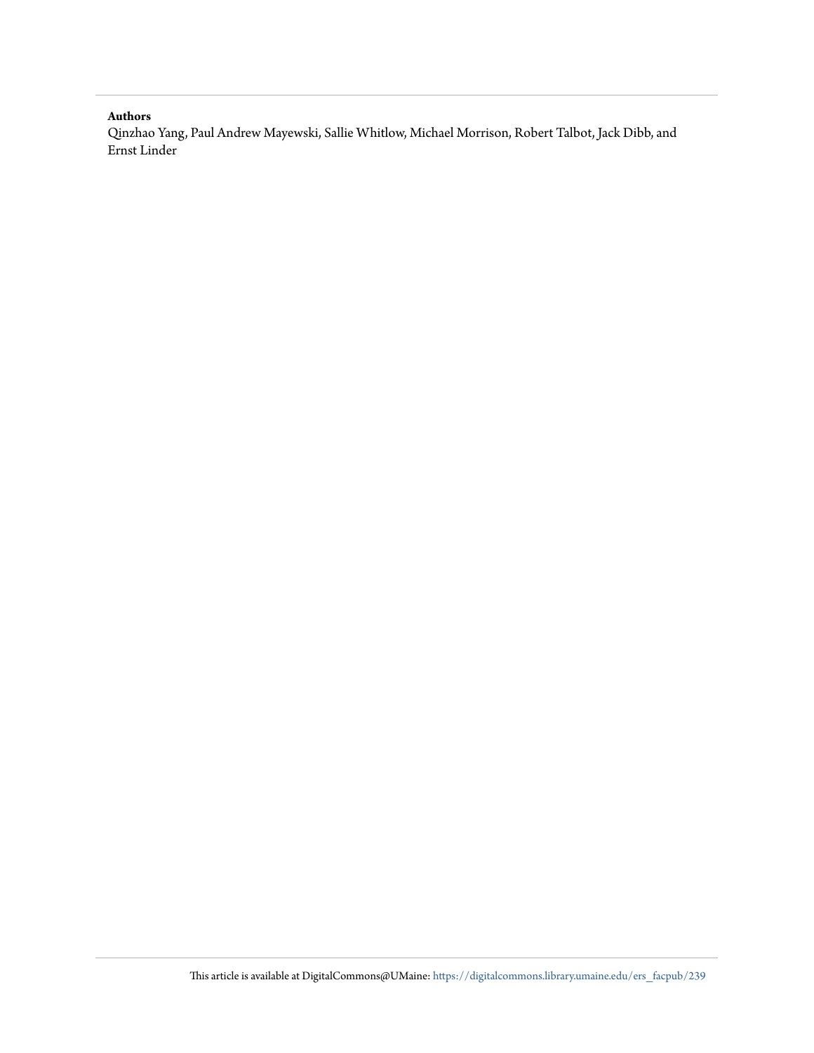**Authors**

Qinzhao Yang, Paul Andrew Mayewski, Sallie Whitlow, Michael Morrison, Robert Talbot, Jack Dibb, and Ernst Linder

This article is available at DigitalCommons@UMaine: https://digitalcommons.library.umaine.edu/ers_facpub/239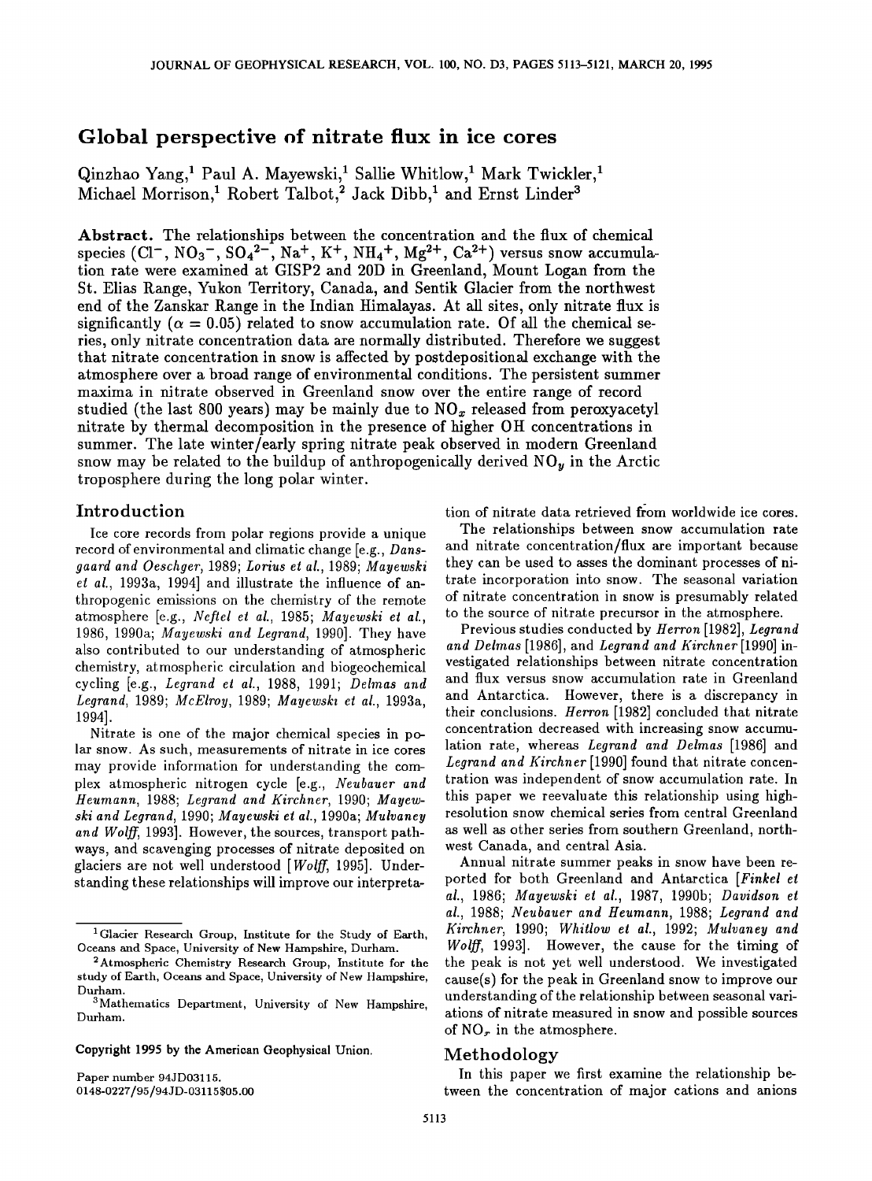# Global perspective of nitrate flux in ice cores

Qinzhao Yang,[1] Paul A. Mayewski,[1] Sallie Whitlow,[1] Mark Twickler,[1] Michael Morrison,[1] Robert Talbot,[2] Jack Dibb,[1] and Ernst Linder[3]

**Abstract.** The relationships between the concentration and the flux of chemical species ($Cl^-$, $NO_3^-$, $SO_4^{2-}$, $Na^+$, $K^+$, $NH_4^+$, $Mg^{2+}$, $Ca^{2+}$) versus snow accumulation rate were examined at GISP2 and 20D in Greenland, Mount Logan from the St. Elias Range, Yukon Territory, Canada, and Sentik Glacier from the northwest end of the Zanskar Range in the Indian Himalayas. At all sites, only nitrate flux is significantly ($\alpha = 0.05$) related to snow accumulation rate. Of all the chemical series, only nitrate concentration data are normally distributed. Therefore we suggest that nitrate concentration in snow is affected by postdepositional exchange with the atmosphere over a broad range of environmental conditions. The persistent summer maxima in nitrate observed in Greenland snow over the entire range of record studied (the last 800 years) may be mainly due to $NO_x$ released from peroxyacetyl nitrate by thermal decomposition in the presence of higher OH concentrations in summer. The late winter/early spring nitrate peak observed in modern Greenland snow may be related to the buildup of anthropogenically derived $NO_y$ in the Arctic troposphere during the long polar winter.

## Introduction

Ice core records from polar regions provide a unique record of environmental and climatic change [e.g., *Dansgaard and Oeschger*, 1989; *Lorius et al.*, 1989; *Mayewski et al.*, 1993a, 1994] and illustrate the influence of anthropogenic emissions on the chemistry of the remote atmosphere [e.g., *Neftel et al.*, 1985; *Mayewski et al.*, 1986, 1990a; *Mayewski and Legrand*, 1990]. They have also contributed to our understanding of atmospheric chemistry, atmospheric circulation and biogeochemical cycling [e.g., *Legrand et al.*, 1988, 1991; *Delmas and Legrand*, 1989; *McElroy*, 1989; *Mayewski et al.*, 1993a, 1994].

Nitrate is one of the major chemical species in polar snow. As such, measurements of nitrate in ice cores may provide information for understanding the complex atmospheric nitrogen cycle [e.g., *Neubauer and Heumann*, 1988; *Legrand and Kirchner*, 1990; *Mayewski and Legrand*, 1990; *Mayewski et al.*, 1990a; *Mulvaney and Wolff*, 1993]. However, the sources, transport pathways, and scavenging processes of nitrate deposited on glaciers are not well understood [*Wolff*, 1995]. Understanding these relationships will improve our interpretation of nitrate data retrieved from worldwide ice cores.

The relationships between snow accumulation rate and nitrate concentration/flux are important because they can be used to asses the dominant processes of nitrate incorporation into snow. The seasonal variation of nitrate concentration in snow is presumably related to the source of nitrate precursor in the atmosphere.

Previous studies conducted by *Herron* [1982], *Legrand and Delmas* [1986], and *Legrand and Kirchner* [1990] investigated relationships between nitrate concentration and flux versus snow accumulation rate in Greenland and Antarctica. However, there is a discrepancy in their conclusions. *Herron* [1982] concluded that nitrate concentration decreased with increasing snow accumulation rate, whereas *Legrand and Delmas* [1986] and *Legrand and Kirchner* [1990] found that nitrate concentration was independent of snow accumulation rate. In this paper we reevaluate this relationship using high-resolution snow chemical series from central Greenland as well as other series from southern Greenland, northwest Canada, and central Asia.

Annual nitrate summer peaks in snow have been reported for both Greenland and Antarctica [*Finkel et al.*, 1986; *Mayewski et al.*, 1987, 1990b; *Davidson et al.*, 1988; *Neubauer and Heumann*, 1988; *Legrand and Kirchner*, 1990; *Whitlow et al.*, 1992; *Mulvaney and Wolff*, 1993]. However, the cause for the timing of the peak is not yet well understood. We investigated cause(s) for the peak in Greenland snow to improve our understanding of the relationship between seasonal variations of nitrate measured in snow and possible sources of $NO_x$ in the atmosphere.

## Methodology

In this paper we first examine the relationship between the concentration of major cations and anions

[1] Glacier Research Group, Institute for the Study of Earth, Oceans and Space, University of New Hampshire, Durham.

[2] Atmospheric Chemistry Research Group, Institute for the study of Earth, Oceans and Space, University of New Hampshire, Durham.

[3] Mathematics Department, University of New Hampshire, Durham.

Copyright 1995 by the American Geophysical Union.

Paper number 94JD03115.
0148-0227/95/94JD-03115$05.00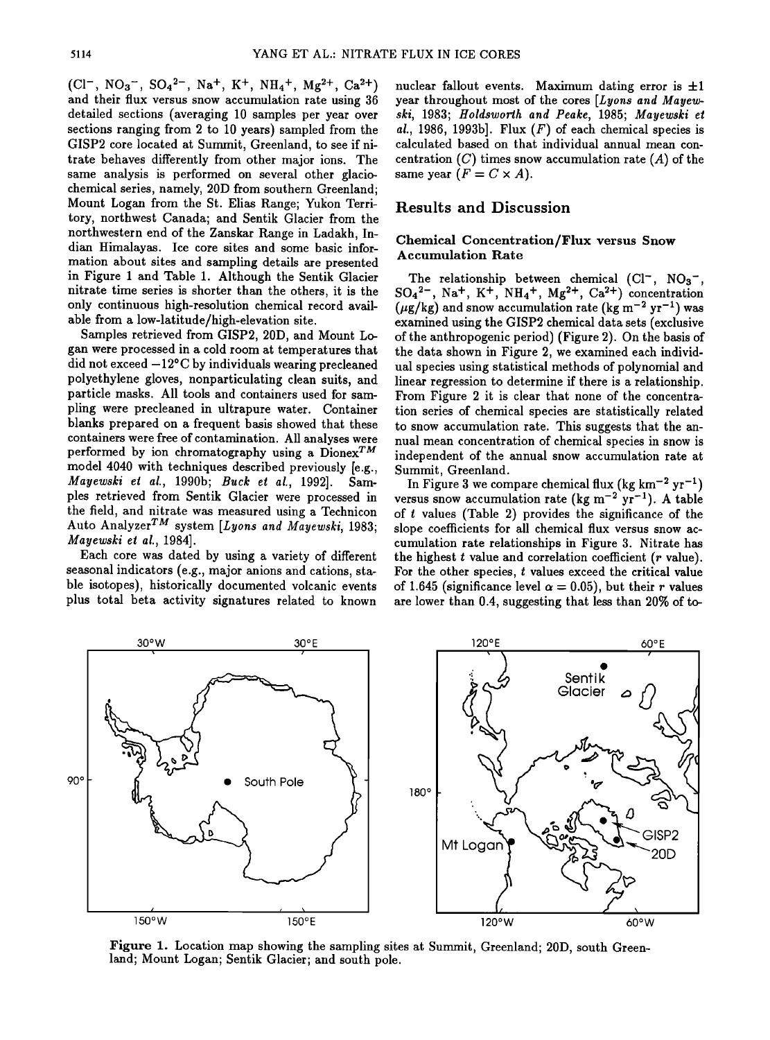($Cl^-$, $NO_3^-$, $SO_4^{2-}$, $Na^+$, $K^+$, $NH_4^+$, $Mg^{2+}$, $Ca^{2+}$) and their flux versus snow accumulation rate using 36 detailed sections (averaging 10 samples per year over sections ranging from 2 to 10 years) sampled from the GISP2 core located at Summit, Greenland, to see if nitrate behaves differently from other major ions. The same analysis is performed on several other glaciochemical series, namely, 20D from southern Greenland; Mount Logan from the St. Elias Range; Yukon Territory, northwest Canada; and Sentik Glacier from the northwestern end of the Zanskar Range in Ladakh, Indian Himalayas. Ice core sites and some basic information about sites and sampling details are presented in Figure 1 and Table 1. Although the Sentik Glacier nitrate time series is shorter than the others, it is the only continuous high-resolution chemical record available from a low-latitude/high-elevation site.

Samples retrieved from GISP2, 20D, and Mount Logan were processed in a cold room at temperatures that did not exceed −12°C by individuals wearing precleaned polyethylene gloves, nonparticulating clean suits, and particle masks. All tools and containers used for sampling were precleaned in ultrapure water. Container blanks prepared on a frequent basis showed that these containers were free of contamination. All analyses were performed by ion chromatography using a Dionex$^{TM}$ model 4040 with techniques described previously [e.g., *Mayewski et al.*, 1990b; *Buck et al.*, 1992]. Samples retrieved from Sentik Glacier were processed in the field, and nitrate was measured using a Technicon Auto Analyzer$^{TM}$ system [*Lyons and Mayewski*, 1983; *Mayewski et al.*, 1984].

Each core was dated by using a variety of different seasonal indicators (e.g., major anions and cations, stable isotopes), historically documented volcanic events plus total beta activity signatures related to known nuclear fallout events. Maximum dating error is ±1 year throughout most of the cores [*Lyons and Mayewski*, 1983; *Holdsworth and Peake*, 1985; *Mayewski et al.*, 1986, 1993b]. Flux ($F$) of each chemical species is calculated based on that individual annual mean concentration ($C$) times snow accumulation rate ($A$) of the same year ($F = C \times A$).

## Results and Discussion

### Chemical Concentration/Flux versus Snow Accumulation Rate

The relationship between chemical ($Cl^-$, $NO_3^-$, $SO_4^{2-}$, $Na^+$, $K^+$, $NH_4^+$, $Mg^{2+}$, $Ca^{2+}$) concentration ($\mu$g/kg) and snow accumulation rate (kg m$^{-2}$ yr$^{-1}$) was examined using the GISP2 chemical data sets (exclusive of the anthropogenic period) (Figure 2). On the basis of the data shown in Figure 2, we examined each individual species using statistical methods of polynomial and linear regression to determine if there is a relationship. From Figure 2 it is clear that none of the concentration series of chemical species are statistically related to snow accumulation rate. This suggests that the annual mean concentration of chemical species in snow is independent of the annual snow accumulation rate at Summit, Greenland.

In Figure 3 we compare chemical flux (kg km$^{-2}$ yr$^{-1}$) versus snow accumulation rate (kg m$^{-2}$ yr$^{-1}$). A table of $t$ values (Table 2) provides the significance of the slope coefficients for all chemical flux versus snow accumulation rate relationships in Figure 3. Nitrate has the highest $t$ value and correlation coefficient ($r$ value). For the other species, $t$ values exceed the critical value of 1.645 (significance level $\alpha = 0.05$), but their $r$ values are lower than 0.4, suggesting that less than 20% of to-

Figure 1. Location map showing the sampling sites at Summit, Greenland; 20D, south Greenland; Mount Logan; Sentik Glacier; and south pole.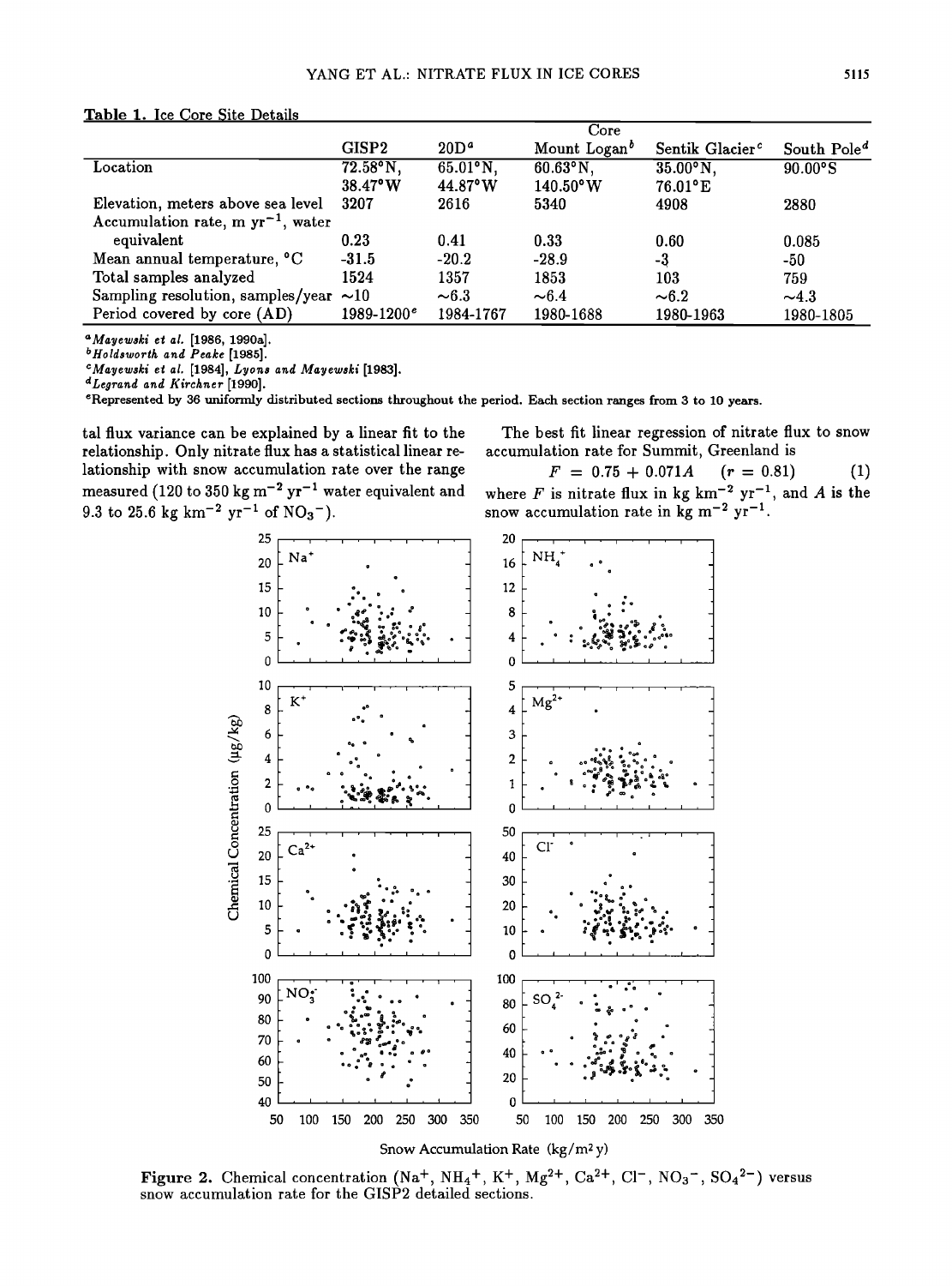Table 1. Ice Core Site Details

| | Core | | | | |
|---|---|---|---|---|---|
| | GISP2 | 20D[a] | Mount Logan[b] | Sentik Glacier[c] | South Pole[d] |
| Location | 72.58°N, 38.47°W | 65.01°N, 44.87°W | 60.63°N, 140.50°W | 35.00°N, 76.01°E | 90.00°S |
| Elevation, meters above sea level | 3207 | 2616 | 5340 | 4908 | 2880 |
| Accumulation rate, m $yr^{-1}$, water equivalent | 0.23 | 0.41 | 0.33 | 0.60 | 0.085 |
| Mean annual temperature, °C | -31.5 | -20.2 | -28.9 | -3 | -50 |
| Total samples analyzed | 1524 | 1357 | 1853 | 103 | 759 |
| Sampling resolution, samples/year | ~10 | ~6.3 | ~6.4 | ~6.2 | ~4.3 |
| Period covered by core (AD) | 1989-1200[e] | 1984-1767 | 1980-1688 | 1980-1963 | 1980-1805 |

[a] *Mayewski et al.* [1986, 1990a].
[b] *Holdsworth and Peake* [1985].
[c] *Mayewski et al.* [1984], *Lyons and Mayewski* [1983].
[d] *Legrand and Kirchner* [1990].
[e] Represented by 36 uniformly distributed sections throughout the period. Each section ranges from 3 to 10 years.

tal flux variance can be explained by a linear fit to the relationship. Only nitrate flux has a statistical linear relationship with snow accumulation rate over the range measured (120 to 350 kg $m^{-2}$ $yr^{-1}$ water equivalent and 9.3 to 25.6 kg $km^{-2}$ $yr^{-1}$ of $NO_3^-$).

The best fit linear regression of nitrate flux to snow accumulation rate for Summit, Greenland is

$$F = 0.75 + 0.071A \quad (r = 0.81) \tag{1}$$

where $F$ is nitrate flux in kg $km^{-2}$ $yr^{-1}$, and $A$ is the snow accumulation rate in kg $m^{-2}$ $yr^{-1}$.

Figure 2. Chemical concentration ($Na^+$, $NH_4^+$, $K^+$, $Mg^{2+}$, $Ca^{2+}$, $Cl^-$, $NO_3^-$, $SO_4^{2-}$) versus snow accumulation rate for the GISP2 detailed sections.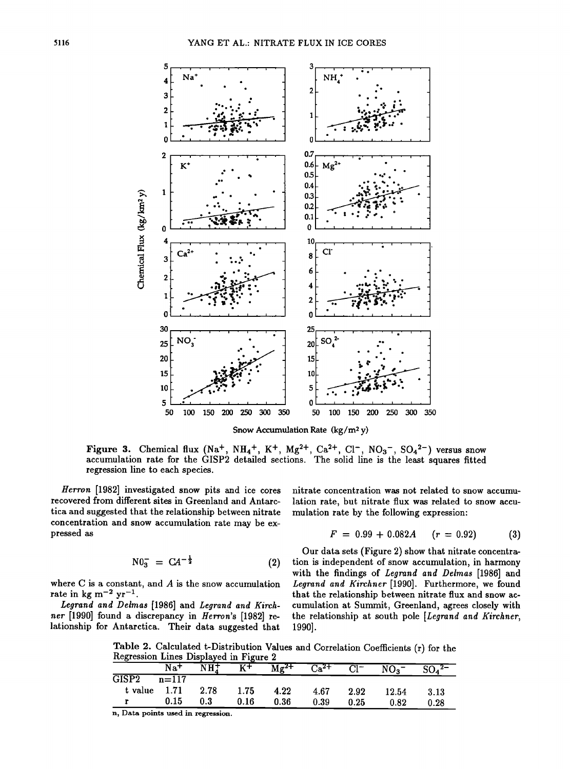**Figure 3.** Chemical flux ($Na^+$, $NH_4^+$, $K^+$, $Mg^{2+}$, $Ca^{2+}$, $Cl^-$, $NO_3^-$, $SO_4^{2-}$) versus snow accumulation rate for the GISP2 detailed sections. The solid line is the least squares fitted regression line to each species.

*Herron* [1982] investigated snow pits and ice cores recovered from different sites in Greenland and Antarctica and suggested that the relationship between nitrate concentration and snow accumulation rate may be expressed as

$$NO_3^- = CA^{-\frac{1}{2}} \tag{2}$$

where C is a constant, and $A$ is the snow accumulation rate in kg $m^{-2}$ $yr^{-1}$.

*Legrand and Delmas* [1986] and *Legrand and Kirchner* [1990] found a discrepancy in *Herron*'s [1982] relationship for Antarctica. Their data suggested that nitrate concentration was not related to snow accumulation rate, but nitrate flux was related to snow accumulation rate by the following expression:

$$F = 0.99 + 0.082A \quad (r = 0.92) \tag{3}$$

Our data sets (Figure 2) show that nitrate concentration is independent of snow accumulation, in harmony with the findings of *Legrand and Delmas* [1986] and *Legrand and Kirchner* [1990]. Furthermore, we found that the relationship between nitrate flux and snow accumulation at Summit, Greenland, agrees closely with the relationship at south pole [*Legrand and Kirchner*, 1990].

**Table 2.** Calculated t-Distribution Values and Correlation Coefficients (r) for the Regression Lines Displayed in Figure 2

| | $Na^+$ | $NH_4^+$ | $K^+$ | $Mg^{2+}$ | $Ca^{2+}$ | $Cl^-$ | $NO_3^-$ | $SO_4^{2-}$ |
|---|---|---|---|---|---|---|---|---|
| GISP2 | n=117 | | | | | | | |
| t value | 1.71 | 2.78 | 1.75 | 4.22 | 4.67 | 2.92 | 12.54 | 3.13 |
| r | 0.15 | 0.3 | 0.16 | 0.36 | 0.39 | 0.25 | 0.82 | 0.28 |

n, Data points used in regression.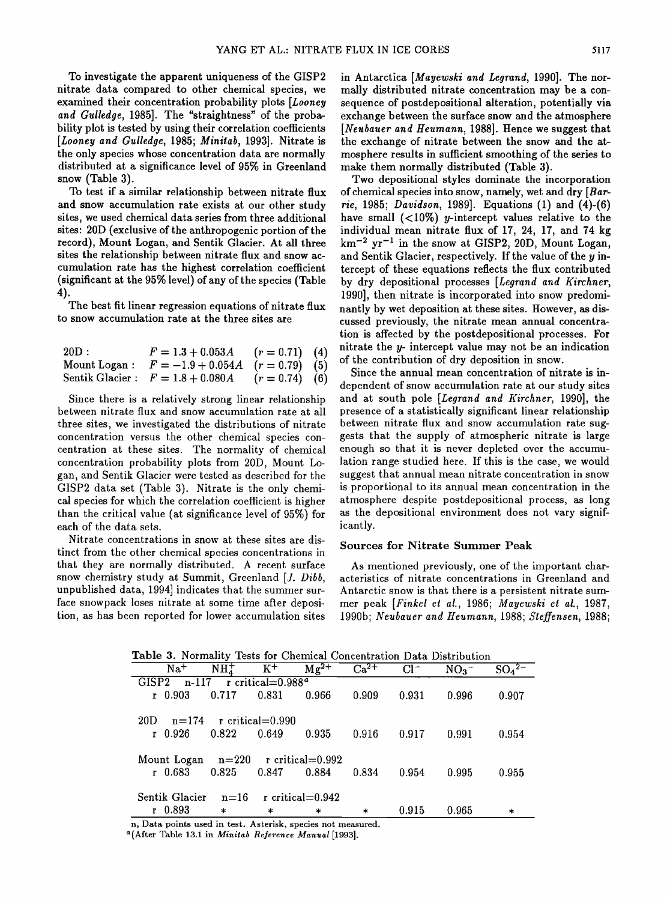To investigate the apparent uniqueness of the GISP2 nitrate data compared to other chemical species, we examined their concentration probability plots [*Looney and Gulledge*, 1985]. The "straightness" of the probability plot is tested by using their correlation coefficients [*Looney and Gulledge*, 1985; *Minitab*, 1993]. Nitrate is the only species whose concentration data are normally distributed at a significance level of 95% in Greenland snow (Table 3).

To test if a similar relationship between nitrate flux and snow accumulation rate exists at our other study sites, we used chemical data series from three additional sites: 20D (exclusive of the anthropogenic portion of the record), Mount Logan, and Sentik Glacier. At all three sites the relationship between nitrate flux and snow accumulation rate has the highest correlation coefficient (significant at the 95% level) of any of the species (Table 4).

The best fit linear regression equations of nitrate flux to snow accumulation rate at the three sites are

$$\text{20D}: \quad F = 1.3 + 0.053A \quad (r = 0.71) \tag{4}$$

$$\text{Mount Logan}: \quad F = -1.9 + 0.054A \quad (r = 0.79) \tag{5}$$

$$\text{Sentik Glacier}: \quad F = 1.8 + 0.080A \quad (r = 0.74) \tag{6}$$

Since there is a relatively strong linear relationship between nitrate flux and snow accumulation rate at all three sites, we investigated the distributions of nitrate concentration versus the other chemical species concentration at these sites. The normality of chemical concentration probability plots from 20D, Mount Logan, and Sentik Glacier were tested as described for the GISP2 data set (Table 3). Nitrate is the only chemical species for which the correlation coefficient is higher than the critical value (at significance level of 95%) for each of the data sets.

Nitrate concentrations in snow at these sites are distinct from the other chemical species concentrations in that they are normally distributed. A recent surface snow chemistry study at Summit, Greenland [*J. Dibb*, unpublished data, 1994] indicates that the summer surface snowpack loses nitrate at some time after deposition, as has been reported for lower accumulation sites in Antarctica [*Mayewski and Legrand*, 1990]. The normally distributed nitrate concentration may be a consequence of postdepositional alteration, potentially via exchange between the surface snow and the atmosphere [*Neubauer and Heumann*, 1988]. Hence we suggest that the exchange of nitrate between the snow and the atmosphere results in sufficient smoothing of the series to make them normally distributed (Table 3).

Two depositional styles dominate the incorporation of chemical species into snow, namely, wet and dry [*Barrie*, 1985; *Davidson*, 1989]. Equations (1) and (4)-(6) have small (<10%) $y$-intercept values relative to the individual mean nitrate flux of 17, 24, 17, and 74 kg km$^{-2}$ yr$^{-1}$ in the snow at GISP2, 20D, Mount Logan, and Sentik Glacier, respectively. If the value of the $y$ intercept of these equations reflects the flux contributed by dry depositional processes [*Legrand and Kirchner*, 1990], then nitrate is incorporated into snow predominantly by wet deposition at these sites. However, as discussed previously, the nitrate mean annual concentration is affected by the postdepositional processes. For nitrate the $y$- intercept value may not be an indication of the contribution of dry deposition in snow.

Since the annual mean concentration of nitrate is independent of snow accumulation rate at our study sites and at south pole [*Legrand and Kirchner*, 1990], the presence of a statistically significant linear relationship between nitrate flux and snow accumulation rate suggests that the supply of atmospheric nitrate is large enough so that it is never depleted over the accumulation range studied here. If this is the case, we would suggest that annual mean nitrate concentration in snow is proportional to its annual mean concentration in the atmosphere despite postdepositional process, as long as the depositional environment does not vary significantly.

## Sources for Nitrate Summer Peak

As mentioned previously, one of the important characteristics of nitrate concentrations in Greenland and Antarctic snow is that there is a persistent nitrate summer peak [*Finkel et al.*, 1986; *Mayewski et al.*, 1987, 1990b; *Neubauer and Heumann*, 1988; *Steffensen*, 1988;

**Table 3.** Normality Tests for Chemical Concentration Data Distribution

| | $Na^+$ | $NH_4^+$ | $K^+$ | $Mg^{2+}$ | $Ca^{2+}$ | $Cl^-$ | $NO_3^-$ | $SO_4^{2-}$ |
|---|---|---|---|---|---|---|---|---|
| GISP2 n-117 r critical=0.988[a] | | | | | | | | |
| r | 0.903 | 0.717 | 0.831 | 0.966 | 0.909 | 0.931 | 0.996 | 0.907 |
| 20D n=174 r critical=0.990 | | | | | | | | |
| r | 0.926 | 0.822 | 0.649 | 0.935 | 0.916 | 0.917 | 0.991 | 0.954 |
| Mount Logan n=220 r critical=0.992 | | | | | | | | |
| r | 0.683 | 0.825 | 0.847 | 0.884 | 0.834 | 0.954 | 0.995 | 0.955 |
| Sentik Glacier n=16 r critical=0.942 | | | | | | | | |
| r | 0.893 | * | * | * | * | 0.915 | 0.965 | * |

n, Data points used in test. Asterisk, species not measured.

[a](After Table 13.1 in *Minitab Reference Manual* [1993].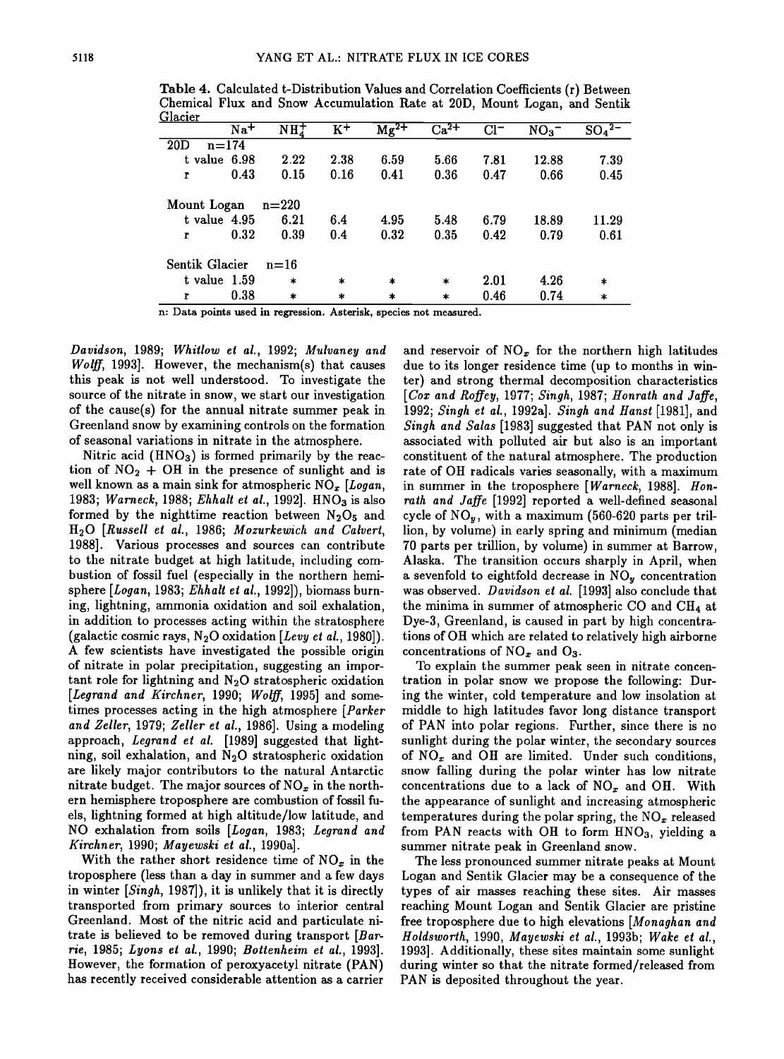Table 4. Calculated t-Distribution Values and Correlation Coefficients (r) Between Chemical Flux and Snow Accumulation Rate at 20D, Mount Logan, and Sentik Glacier

| | $Na^+$ | $NH_4^+$ | $K^+$ | $Mg^{2+}$ | $Ca^{2+}$ | $Cl^-$ | $NO_3^-$ | $SO_4^{2-}$ |
|---|---|---|---|---|---|---|---|---|
| 20D n=174 | | | | | | | | |
| t value | 6.98 | 2.22 | 2.38 | 6.59 | 5.66 | 7.81 | 12.88 | 7.39 |
| r | 0.43 | 0.15 | 0.16 | 0.41 | 0.36 | 0.47 | 0.66 | 0.45 |
| Mount Logan n=220 | | | | | | | | |
| t value | 4.95 | 6.21 | 6.4 | 4.95 | 5.48 | 6.79 | 18.89 | 11.29 |
| r | 0.32 | 0.39 | 0.4 | 0.32 | 0.35 | 0.42 | 0.79 | 0.61 |
| Sentik Glacier n=16 | | | | | | | | |
| t value | 1.59 | * | * | * | * | 2.01 | 4.26 | * |
| r | 0.38 | * | * | * | * | 0.46 | 0.74 | * |

n: Data points used in regression. Asterisk, species not measured.

*Davidson*, 1989; *Whitlow et al.*, 1992; *Mulvaney and Wolff*, 1993]. However, the mechanism(s) that causes this peak is not well understood. To investigate the source of the nitrate in snow, we start our investigation of the cause(s) for the annual nitrate summer peak in Greenland snow by examining controls on the formation of seasonal variations in nitrate in the atmosphere.

Nitric acid ($HNO_3$) is formed primarily by the reaction of $NO_2$ + OH in the presence of sunlight and is well known as a main sink for atmospheric $NO_x$ [*Logan*, 1983; *Warneck*, 1988; *Ehhalt et al.*, 1992]. $HNO_3$ is also formed by the nighttime reaction between $N_2O_5$ and $H_2O$ [*Russell et al.*, 1986; *Mozurkewich and Calvert*, 1988]. Various processes and sources can contribute to the nitrate budget at high latitude, including combustion of fossil fuel (especially in the northern hemisphere [*Logan*, 1983; *Ehhalt et al.*, 1992]), biomass burning, lightning, ammonia oxidation and soil exhalation, in addition to processes acting within the stratosphere (galactic cosmic rays, $N_2O$ oxidation [*Levy et al.*, 1980]). A few scientists have investigated the possible origin of nitrate in polar precipitation, suggesting an important role for lightning and $N_2O$ stratospheric oxidation [*Legrand and Kirchner*, 1990; *Wolff*, 1995] and sometimes processes acting in the high atmosphere [*Parker and Zeller*, 1979; *Zeller et al.*, 1986]. Using a modeling approach, *Legrand et al.* [1989] suggested that lightning, soil exhalation, and $N_2O$ stratospheric oxidation are likely major contributors to the natural Antarctic nitrate budget. The major sources of $NO_x$ in the northern hemisphere troposphere are combustion of fossil fuels, lightning formed at high altitude/low latitude, and NO exhalation from soils [*Logan*, 1983; *Legrand and Kirchner*, 1990; *Mayewski et al.*, 1990a].

With the rather short residence time of $NO_x$ in the troposphere (less than a day in summer and a few days in winter [*Singh*, 1987]), it is unlikely that it is directly transported from primary sources to interior central Greenland. Most of the nitric acid and particulate nitrate is believed to be removed during transport [*Barrie*, 1985; *Lyons et al.*, 1990; *Bottenheim et al.*, 1993]. However, the formation of peroxyacetyl nitrate (PAN) has recently received considerable attention as a carrier and reservoir of $NO_x$ for the northern high latitudes due to its longer residence time (up to months in winter) and strong thermal decomposition characteristics [*Cox and Roffey*, 1977; *Singh*, 1987; *Honrath and Jaffe*, 1992; *Singh et al.*, 1992a]. *Singh and Hanst* [1981], and *Singh and Salas* [1983] suggested that PAN not only is associated with polluted air but also is an important constituent of the natural atmosphere. The production rate of OH radicals varies seasonally, with a maximum in summer in the troposphere [*Warneck*, 1988]. *Honrath and Jaffe* [1992] reported a well-defined seasonal cycle of $NO_y$, with a maximum (560-620 parts per trillion, by volume) in early spring and minimum (median 70 parts per trillion, by volume) in summer at Barrow, Alaska. The transition occurs sharply in April, when a sevenfold to eightfold decrease in $NO_y$ concentration was observed. *Davidson et al.* [1993] also conclude that the minima in summer of atmospheric CO and $CH_4$ at Dye-3, Greenland, is caused in part by high concentrations of OH which are related to relatively high airborne concentrations of $NO_x$ and $O_3$.

To explain the summer peak seen in nitrate concentration in polar snow we propose the following: During the winter, cold temperature and low insolation at middle to high latitudes favor long distance transport of PAN into polar regions. Further, since there is no sunlight during the polar winter, the secondary sources of $NO_x$ and OH are limited. Under such conditions, snow falling during the polar winter has low nitrate concentrations due to a lack of $NO_x$ and OH. With the appearance of sunlight and increasing atmospheric temperatures during the polar spring, the $NO_x$ released from PAN reacts with OH to form $HNO_3$, yielding a summer nitrate peak in Greenland snow.

The less pronounced summer nitrate peaks at Mount Logan and Sentik Glacier may be a consequence of the types of air masses reaching these sites. Air masses reaching Mount Logan and Sentik Glacier are pristine free troposphere due to high elevations [*Monaghan and Holdsworth*, 1990, *Mayewski et al.*, 1993b; *Wake et al.*, 1993]. Additionally, these sites maintain some sunlight during winter so that the nitrate formed/released from PAN is deposited throughout the year.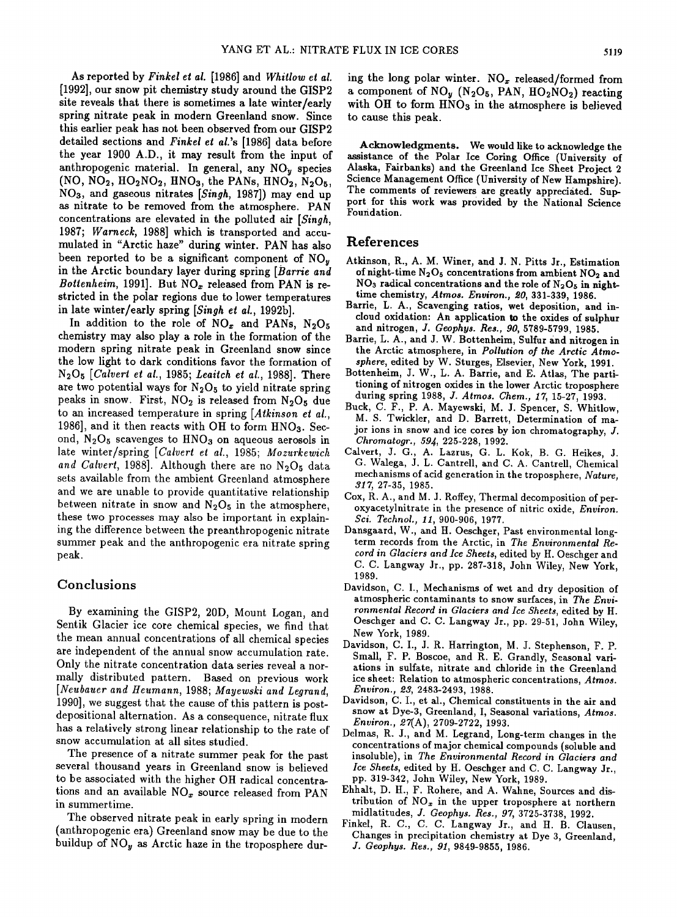As reported by *Finkel et al.* [1986] and *Whitlow et al.* [1992], our snow pit chemistry study around the GISP2 site reveals that there is sometimes a late winter/early spring nitrate peak in modern Greenland snow. Since this earlier peak has not been observed from our GISP2 detailed sections and *Finkel et al.*'s [1986] data before the year 1900 A.D., it may result from the input of anthropogenic material. In general, any $NO_y$ species (NO, $NO_2$, $HO_2NO_2$, $HNO_3$, the PANs, $HNO_2$, $N_2O_5$, $NO_3$, and gaseous nitrates [*Singh*, 1987]) may end up as nitrate to be removed from the atmosphere. PAN concentrations are elevated in the polluted air [*Singh*, 1987; *Warneck*, 1988] which is transported and accumulated in "Arctic haze" during winter. PAN has also been reported to be a significant component of $NO_y$ in the Arctic boundary layer during spring [*Barrie and Bottenheim*, 1991]. But $NO_x$ released from PAN is restricted in the polar regions due to lower temperatures in late winter/early spring [*Singh et al.*, 1992b].

In addition to the role of $NO_x$ and PANs, $N_2O_5$ chemistry may also play a role in the formation of the modern spring nitrate peak in Greenland snow since the low light to dark conditions favor the formation of $N_2O_5$ [*Calvert et al.*, 1985; *Leaitch et al.*, 1988]. There are two potential ways for $N_2O_5$ to yield nitrate spring peaks in snow. First, $NO_2$ is released from $N_2O_5$ due to an increased temperature in spring [*Atkinson et al.*, 1986], and it then reacts with OH to form $HNO_3$. Second, $N_2O_5$ scavenges to $HNO_3$ on aqueous aerosols in late winter/spring [*Calvert et al.*, 1985; *Mozurkewich and Calvert*, 1988]. Although there are no $N_2O_5$ data sets available from the ambient Greenland atmosphere and we are unable to provide quantitative relationship between nitrate in snow and $N_2O_5$ in the atmosphere, these two processes may also be important in explaining the difference between the preanthropogenic nitrate summer peak and the anthropogenic era nitrate spring peak.

## Conclusions

By examining the GISP2, 20D, Mount Logan, and Sentik Glacier ice core chemical species, we find that the mean annual concentrations of all chemical species are independent of the annual snow accumulation rate. Only the nitrate concentration data series reveal a normally distributed pattern. Based on previous work [*Neubauer and Heumann*, 1988; *Mayewski and Legrand*, 1990], we suggest that the cause of this pattern is post-depositional alternation. As a consequence, nitrate flux has a relatively strong linear relationship to the rate of snow accumulation at all sites studied.

The presence of a nitrate summer peak for the past several thousand years in Greenland snow is believed to be associated with the higher OH radical concentrations and an available $NO_x$ source released from PAN in summertime.

The observed nitrate peak in early spring in modern (anthropogenic era) Greenland snow may be due to the buildup of $NO_y$ as Arctic haze in the troposphere during the long polar winter. $NO_x$ released/formed from a component of $NO_y$ ($N_2O_5$, PAN, $HO_2NO_2$) reacting with OH to form $HNO_3$ in the atmosphere is believed to cause this peak.

**Acknowledgments.** We would like to acknowledge the assistance of the Polar Ice Coring Office (University of Alaska, Fairbanks) and the Greenland Ice Sheet Project 2 Science Management Office (University of New Hampshire). The comments of reviewers are greatly appreciated. Support for this work was provided by the National Science Foundation.

## References

Atkinson, R., A. M. Winer, and J. N. Pitts Jr., Estimation of night-time $N_2O_5$ concentrations from ambient $NO_2$ and $NO_3$ radical concentrations and the role of $N_2O_5$ in night-time chemistry, *Atmos. Environ.*, *20*, 331-339, 1986.

Barrie, L. A., Scavenging ratios, wet deposition, and in-cloud oxidation: An application to the oxides of sulphur and nitrogen, *J. Geophys. Res.*, *90*, 5789-5799, 1985.

Barrie, L. A., and J. W. Bottenheim, Sulfur and nitrogen in the Arctic atmosphere, in *Pollution of the Arctic Atmosphere*, edited by W. Sturges, Elsevier, New York, 1991.

Bottenheim, J. W., L. A. Barrie, and E. Atlas, The partitioning of nitrogen oxides in the lower Arctic troposphere during spring 1988, *J. Atmos. Chem.*, *17*, 15-27, 1993.

Buck, C. F., P. A. Mayewski, M. J. Spencer, S. Whitlow, M. S. Twickler, and D. Barrett, Determination of major ions in snow and ice cores by ion chromatography, *J. Chromatogr.*, *594*, 225-228, 1992.

Calvert, J. G., A. Lazrus, G. L. Kok, B. G. Heikes, J. G. Walega, J. L. Cantrell, and C. A. Cantrell, Chemical mechanisms of acid generation in the troposphere, *Nature*, *317*, 27-35, 1985.

Cox, R. A., and M. J. Roffey, Thermal decomposition of peroxyacetylnitrate in the presence of nitric oxide, *Environ. Sci. Technol.*, *11*, 900-906, 1977.

Dansgaard, W., and H. Oeschger, Past environmental long-term records from the Arctic, in *The Environmental Record in Glaciers and Ice Sheets*, edited by H. Oeschger and C. C. Langway Jr., pp. 287-318, John Wiley, New York, 1989.

Davidson, C. I., Mechanisms of wet and dry deposition of atmospheric contaminants to snow surfaces, in *The Environmental Record in Glaciers and Ice Sheets*, edited by H. Oeschger and C. C. Langway Jr., pp. 29-51, John Wiley, New York, 1989.

Davidson, C. I., J. R. Harrington, M. J. Stephenson, F. P. Small, F. P. Boscoe, and R. E. Grandly, Seasonal variations in sulfate, nitrate and chloride in the Greenland ice sheet: Relation to atmospheric concentrations, *Atmos. Environ.*, *23*, 2483-2493, 1988.

Davidson, C. I., et al., Chemical constituents in the air and snow at Dye-3, Greenland, I, Seasonal variations, *Atmos. Environ.*, *27*(A), 2709-2722, 1993.

Delmas, R. J., and M. Legrand, Long-term changes in the concentrations of major chemical compounds (soluble and insoluble), in *The Environmental Record in Glaciers and Ice Sheets*, edited by H. Oeschger and C. C. Langway Jr., pp. 319-342, John Wiley, New York, 1989.

Ehhalt, D. H., F. Rohere, and A. Wahne, Sources and distribution of $NO_x$ in the upper troposphere at northern midlatitudes, *J. Geophys. Res.*, *97*, 3725-3738, 1992.

Finkel, R. C., C. C. Langway Jr., and H. B. Clausen, Changes in precipitation chemistry at Dye 3, Greenland, *J. Geophys. Res.*, *91*, 9849-9855, 1986.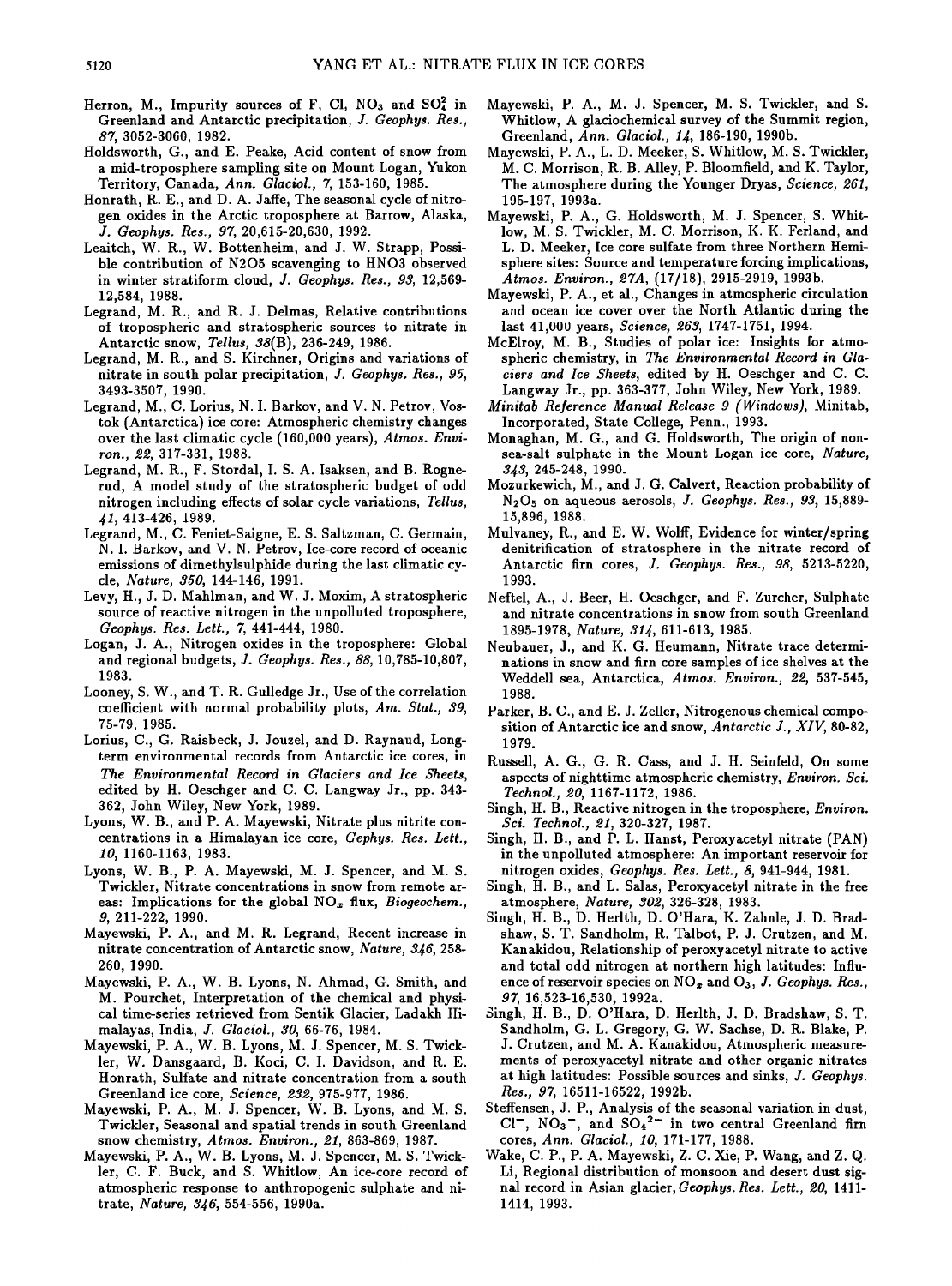Herron, M., Impurity sources of F, Cl, $NO_3$ and $SO_4^2$ in Greenland and Antarctic precipitation, *J. Geophys. Res., 87*, 3052-3060, 1982.

Holdsworth, G., and E. Peake, Acid content of snow from a mid-troposphere sampling site on Mount Logan, Yukon Territory, Canada, *Ann. Glaciol., 7*, 153-160, 1985.

Honrath, R. E., and D. A. Jaffe, The seasonal cycle of nitrogen oxides in the Arctic troposphere at Barrow, Alaska, *J. Geophys. Res., 97*, 20,615-20,630, 1992.

Leaitch, W. R., W. Bottenheim, and J. W. Strapp, Possible contribution of N2O5 scavenging to HNO3 observed in winter stratiform cloud, *J. Geophys. Res., 93*, 12,569-12,584, 1988.

Legrand, M. R., and R. J. Delmas, Relative contributions of tropospheric and stratospheric sources to nitrate in Antarctic snow, *Tellus, 38*(B), 236-249, 1986.

Legrand, M. R., and S. Kirchner, Origins and variations of nitrate in south polar precipitation, *J. Geophys. Res., 95*, 3493-3507, 1990.

Legrand, M., C. Lorius, N. I. Barkov, and V. N. Petrov, Vostok (Antarctica) ice core: Atmospheric chemistry changes over the last climatic cycle (160,000 years), *Atmos. Environ., 22*, 317-331, 1988.

Legrand, M. R., F. Stordal, I. S. A. Isaksen, and B. Rognerud, A model study of the stratospheric budget of odd nitrogen including effects of solar cycle variations, *Tellus, 41*, 413-426, 1989.

Legrand, M., C. Feniet-Saigne, E. S. Saltzman, C. Germain, N. I. Barkov, and V. N. Petrov, Ice-core record of oceanic emissions of dimethylsulphide during the last climatic cycle, *Nature, 350*, 144-146, 1991.

Levy, H., J. D. Mahlman, and W. J. Moxim, A stratospheric source of reactive nitrogen in the unpolluted troposphere, *Geophys. Res. Lett., 7*, 441-444, 1980.

Logan, J. A., Nitrogen oxides in the troposphere: Global and regional budgets, *J. Geophys. Res., 88*, 10,785-10,807, 1983.

Looney, S. W., and T. R. Gulledge Jr., Use of the correlation coefficient with normal probability plots, *Am. Stat., 39*, 75-79, 1985.

Lorius, C., G. Raisbeck, J. Jouzel, and D. Raynaud, Long-term environmental records from Antarctic ice cores, in *The Environmental Record in Glaciers and Ice Sheets*, edited by H. Oeschger and C. C. Langway Jr., pp. 343-362, John Wiley, New York, 1989.

Lyons, W. B., and P. A. Mayewski, Nitrate plus nitrite concentrations in a Himalayan ice core, *Gephys. Res. Lett., 10*, 1160-1163, 1983.

Lyons, W. B., P. A. Mayewski, M. J. Spencer, and M. S. Twickler, Nitrate concentrations in snow from remote areas: Implications for the global $NO_x$ flux, *Biogeochem., 9*, 211-222, 1990.

Mayewski, P. A., and M. R. Legrand, Recent increase in nitrate concentration of Antarctic snow, *Nature, 346*, 258-260, 1990.

Mayewski, P. A., W. B. Lyons, N. Ahmad, G. Smith, and M. Pourchet, Interpretation of the chemical and physical time-series retrieved from Sentik Glacier, Ladakh Himalayas, India, *J. Glaciol., 30*, 66-76, 1984.

Mayewski, P. A., W. B. Lyons, M. J. Spencer, M. S. Twickler, W. Dansgaard, B. Koci, C. I. Davidson, and R. E. Honrath, Sulfate and nitrate concentration from a south Greenland ice core, *Science, 232*, 975-977, 1986.

Mayewski, P. A., M. J. Spencer, W. B. Lyons, and M. S. Twickler, Seasonal and spatial trends in south Greenland snow chemistry, *Atmos. Environ., 21*, 863-869, 1987.

Mayewski, P. A., W. B. Lyons, M. J. Spencer, M. S. Twickler, C. F. Buck, and S. Whitlow, An ice-core record of atmospheric response to anthropogenic sulphate and nitrate, *Nature, 346*, 554-556, 1990a.

Mayewski, P. A., M. J. Spencer, M. S. Twickler, and S. Whitlow, A glaciochemical survey of the Summit region, Greenland, *Ann. Glaciol., 14*, 186-190, 1990b.

Mayewski, P. A., L. D. Meeker, S. Whitlow, M. S. Twickler, M. C. Morrison, R. B. Alley, P. Bloomfield, and K. Taylor, The atmosphere during the Younger Dryas, *Science, 261*, 195-197, 1993a.

Mayewski, P. A., G. Holdsworth, M. J. Spencer, S. Whitlow, M. S. Twickler, M. C. Morrison, K. K. Ferland, and L. D. Meeker, Ice core sulfate from three Northern Hemisphere sites: Source and temperature forcing implications, *Atmos. Environ., 27A*, (17/18), 2915-2919, 1993b.

Mayewski, P. A., et al., Changes in atmospheric circulation and ocean ice cover over the North Atlantic during the last 41,000 years, *Science, 263*, 1747-1751, 1994.

McElroy, M. B., Studies of polar ice: Insights for atmospheric chemistry, in *The Environmental Record in Glaciers and Ice Sheets*, edited by H. Oeschger and C. C. Langway Jr., pp. 363-377, John Wiley, New York, 1989.

*Minitab Reference Manual Release 9 (Windows)*, Minitab, Incorporated, State College, Penn., 1993.

Monaghan, M. G., and G. Holdsworth, The origin of non-sea-salt sulphate in the Mount Logan ice core, *Nature, 343*, 245-248, 1990.

Mozurkewich, M., and J. G. Calvert, Reaction probability of $N_2O_5$ on aqueous aerosols, *J. Geophys. Res., 93*, 15,889-15,896, 1988.

Mulvaney, R., and E. W. Wolff, Evidence for winter/spring denitrification of stratosphere in the nitrate record of Antarctic firn cores, *J. Geophys. Res., 98*, 5213-5220, 1993.

Neftel, A., J. Beer, H. Oeschger, and F. Zurcher, Sulphate and nitrate concentrations in snow from south Greenland 1895-1978, *Nature, 314*, 611-613, 1985.

Neubauer, J., and K. G. Heumann, Nitrate trace determinations in snow and firn core samples of ice shelves at the Weddell sea, Antarctica, *Atmos. Environ., 22*, 537-545, 1988.

Parker, B. C., and E. J. Zeller, Nitrogenous chemical composition of Antarctic ice and snow, *Antarctic J., XIV*, 80-82, 1979.

Russell, A. G., G. R. Cass, and J. H. Seinfeld, On some aspects of nighttime atmospheric chemistry, *Environ. Sci. Technol., 20*, 1167-1172, 1986.

Singh, H. B., Reactive nitrogen in the troposphere, *Environ. Sci. Technol., 21*, 320-327, 1987.

Singh, H. B., and P. L. Hanst, Peroxyacetyl nitrate (PAN) in the unpolluted atmosphere: An important reservoir for nitrogen oxides, *Geophys. Res. Lett., 8*, 941-944, 1981.

Singh, H. B., and L. Salas, Peroxyacetyl nitrate in the free atmosphere, *Nature, 302*, 326-328, 1983.

Singh, H. B., D. Herlth, D. O'Hara, K. Zahnle, J. D. Bradshaw, S. T. Sandholm, R. Talbot, P. J. Crutzen, and M. Kanakidou, Relationship of peroxyacetyl nitrate to active and total odd nitrogen at northern high latitudes: Influence of reservoir species on $NO_x$ and $O_3$, *J. Geophys. Res., 97*, 16,523-16,530, 1992a.

Singh, H. B., D. O'Hara, D. Herlth, J. D. Bradshaw, S. T. Sandholm, G. L. Gregory, G. W. Sachse, D. R. Blake, P. J. Crutzen, and M. A. Kanakidou, Atmospheric measurements of peroxyacetyl nitrate and other organic nitrates at high latitudes: Possible sources and sinks, *J. Geophys. Res., 97*, 16511-16522, 1992b.

Steffensen, J. P., Analysis of the seasonal variation in dust, $Cl^-$, $NO_3{}^-$, and $SO_4{}^{2-}$ in two central Greenland firn cores, *Ann. Glaciol., 10*, 171-177, 1988.

Wake, C. P., P. A. Mayewski, Z. C. Xie, P. Wang, and Z. Q. Li, Regional distribution of monsoon and desert dust signal record in Asian glacier, *Geophys. Res. Lett., 20*, 1411-1414, 1993.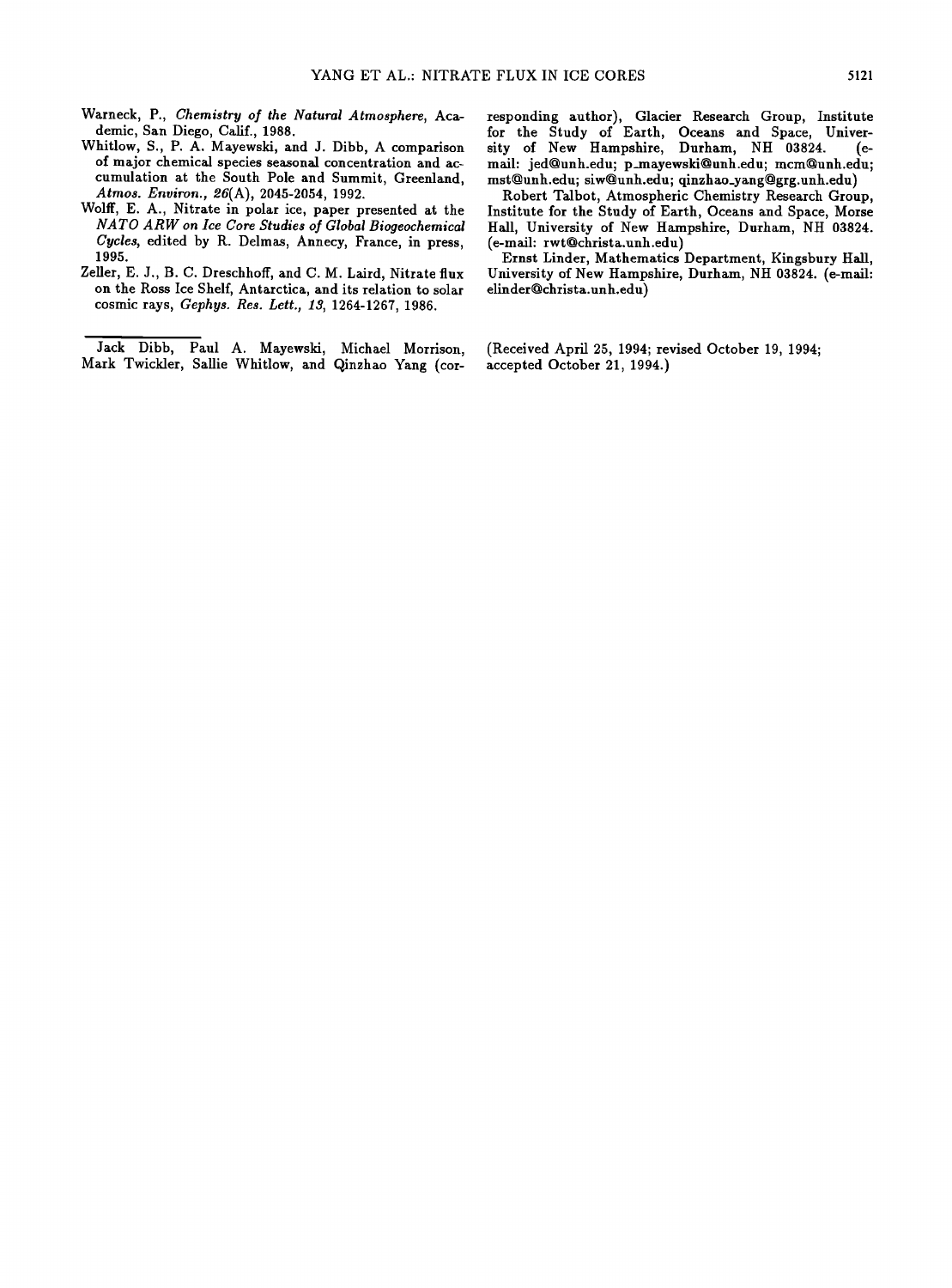Warneck, P., *Chemistry of the Natural Atmosphere*, Academic, San Diego, Calif., 1988.

Whitlow, S., P. A. Mayewski, and J. Dibb, A comparison of major chemical species seasonal concentration and accumulation at the South Pole and Summit, Greenland, *Atmos. Environ., 26*(A), 2045-2054, 1992.

Wolff, E. A., Nitrate in polar ice, paper presented at the *NATO ARW on Ice Core Studies of Global Biogeochemical Cycles*, edited by R. Delmas, Annecy, France, in press, 1995.

Zeller, E. J., B. C. Dreschhoff, and C. M. Laird, Nitrate flux on the Ross Ice Shelf, Antarctica, and its relation to solar cosmic rays, *Gephys. Res. Lett., 13*, 1264-1267, 1986.

---

Jack Dibb, Paul A. Mayewski, Michael Morrison, Mark Twickler, Sallie Whitlow, and Qinzhao Yang (corresponding author), Glacier Research Group, Institute for the Study of Earth, Oceans and Space, University of New Hampshire, Durham, NH 03824. (e-mail: jed@unh.edu; p_mayewski@unh.edu; mcm@unh.edu; mst@unh.edu; siw@unh.edu; qinzhao_yang@grg.unh.edu)

Robert Talbot, Atmospheric Chemistry Research Group, Institute for the Study of Earth, Oceans and Space, Morse Hall, University of New Hampshire, Durham, NH 03824. (e-mail: rwt@christa.unh.edu)

Ernst Linder, Mathematics Department, Kingsbury Hall, University of New Hampshire, Durham, NH 03824. (e-mail: elinder@christa.unh.edu)

(Received April 25, 1994; revised October 19, 1994; accepted October 21, 1994.)